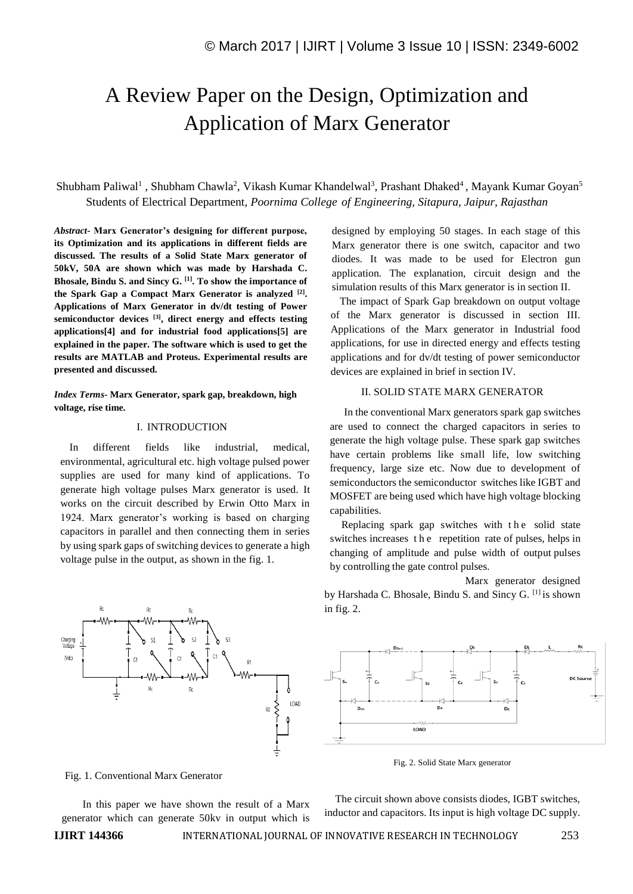# A Review Paper on the Design, Optimization and Application of Marx Generator

Shubham Paliwal[1] , Shubham Chawla[2], Vikash Kumar Khandelwal[3], Prashant Dhaked[4] , Mayank Kumar Goyan[5]
Students of Electrical Department, *Poornima College of Engineering, Sitapura, Jaipur, Rajasthan*

***Abstract*- Marx Generator's designing for different purpose, its Optimization and its applications in different fields are discussed. The results of a Solid State Marx generator of 50kV, 50A are shown which was made by Harshada C. Bhosale, Bindu S. and Sincy G. [1]. To show the importance of the Spark Gap a Compact Marx Generator is analyzed [2]. Applications of Marx Generator in dv/dt testing of Power semiconductor devices [3], direct energy and effects testing applications[4] and for industrial food applications[5] are explained in the paper. The software which is used to get the results are MATLAB and Proteus. Experimental results are presented and discussed.**

***Index Terms*- Marx Generator, spark gap, breakdown, high voltage, rise time.**

## I. INTRODUCTION

In different fields like industrial, medical, environmental, agricultural etc. high voltage pulsed power supplies are used for many kind of applications. To generate high voltage pulses Marx generator is used. It works on the circuit described by Erwin Otto Marx in 1924. Marx generator's working is based on charging capacitors in parallel and then connecting them in series by using spark gaps of switching devices to generate a high voltage pulse in the output, as shown in the fig. 1.

Fig. 1. Conventional Marx Generator

In this paper we have shown the result of a Marx generator which can generate 50kv in output which is designed by employing 50 stages. In each stage of this Marx generator there is one switch, capacitor and two diodes. It was made to be used for Electron gun application. The explanation, circuit design and the simulation results of this Marx generator is in section II.

The impact of Spark Gap breakdown on output voltage of the Marx generator is discussed in section III. Applications of the Marx generator in Industrial food applications, for use in directed energy and effects testing applications and for dv/dt testing of power semiconductor devices are explained in brief in section IV.

## II. SOLID STATE MARX GENERATOR

In the conventional Marx generators spark gap switches are used to connect the charged capacitors in series to generate the high voltage pulse. These spark gap switches have certain problems like small life, low switching frequency, large size etc. Now due to development of semiconductors the semiconductor switches like IGBT and MOSFET are being used which have high voltage blocking capabilities.

Replacing spark gap switches with the solid state switches increases the repetition rate of pulses, helps in changing of amplitude and pulse width of output pulses by controlling the gate control pulses.

Marx generator designed by Harshada C. Bhosale, Bindu S. and Sincy G. [1] is shown in fig. 2.

Fig. 2. Solid State Marx generator

The circuit shown above consists diodes, IGBT switches, inductor and capacitors. Its input is high voltage DC supply.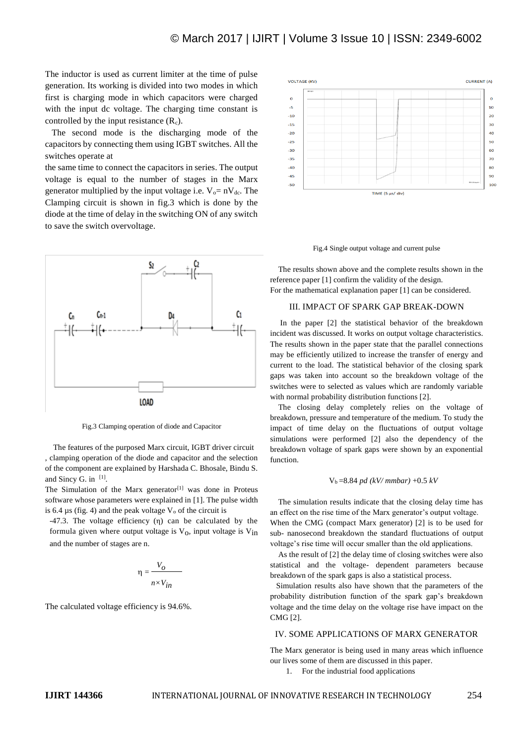The inductor is used as current limiter at the time of pulse generation. Its working is divided into two modes in which first is charging mode in which capacitors were charged with the input dc voltage. The charging time constant is controlled by the input resistance ($R_c$).

The second mode is the discharging mode of the capacitors by connecting them using IGBT switches. All the switches operate at the same time to connect the capacitors in series. The output voltage is equal to the number of stages in the Marx generator multiplied by the input voltage i.e. $V_o = nV_{dc}$. The Clamping circuit is shown in fig.3 which is done by the diode at the time of delay in the switching ON of any switch to save the switch overvoltage.

Fig.3 Clamping operation of diode and Capacitor

The features of the purposed Marx circuit, IGBT driver circuit , clamping operation of the diode and capacitor and the selection of the component are explained by Harshada C. Bhosale, Bindu S. and Sincy G. in [1].

The Simulation of the Marx generator[1] was done in Proteus software whose parameters were explained in [1]. The pulse width is 6.4 µs (fig. 4) and the peak voltage $V_o$ of the circuit is -47.3. The voltage efficiency (η) can be calculated by the formula given where output voltage is $V_O$, input voltage is $V_{in}$ and the number of stages are n.

$$\eta = \frac{V_O}{n \times V_{in}}$$

The calculated voltage efficiency is 94.6%.

Fig.4 Single output voltage and current pulse

The results shown above and the complete results shown in the reference paper [1] confirm the validity of the design.

For the mathematical explanation paper [1] can be considered.

## III. IMPACT OF SPARK GAP BREAK-DOWN

In the paper [2] the statistical behavior of the breakdown incident was discussed. It works on output voltage characteristics. The results shown in the paper state that the parallel connections may be efficiently utilized to increase the transfer of energy and current to the load. The statistical behavior of the closing spark gaps was taken into account so the breakdown voltage of the switches were to selected as values which are randomly variable with normal probability distribution functions [2].

The closing delay completely relies on the voltage of breakdown, pressure and temperature of the medium. To study the impact of time delay on the fluctuations of output voltage simulations were performed [2] also the dependency of the breakdown voltage of spark gaps were shown by an exponential function.

$$V_b = 8.84\ pd\ (kV/\ mmbar) + 0.5\ kV$$

The simulation results indicate that the closing delay time has an effect on the rise time of the Marx generator's output voltage. When the CMG (compact Marx generator) [2] is to be used for sub- nanosecond breakdown the standard fluctuations of output voltage's rise time will occur smaller than the old applications.

As the result of [2] the delay time of closing switches were also statistical and the voltage- dependent parameters because breakdown of the spark gaps is also a statistical process.

Simulation results also have shown that the parameters of the probability distribution function of the spark gap's breakdown voltage and the time delay on the voltage rise have impact on the CMG [2].

## IV. SOME APPLICATIONS OF MARX GENERATOR

The Marx generator is being used in many areas which influence our lives some of them are discussed in this paper.

1. For the industrial food applications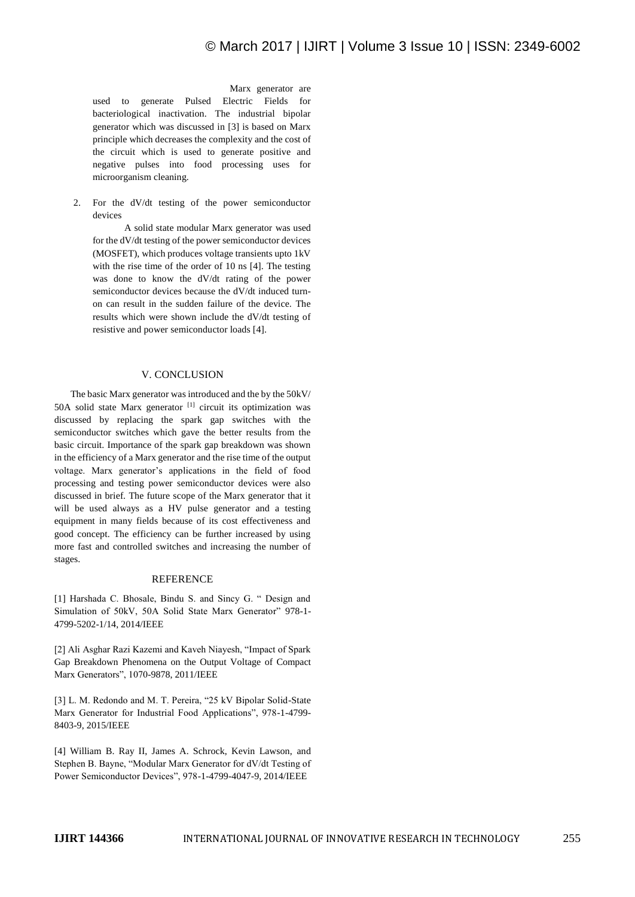Marx generator are used to generate Pulsed Electric Fields for bacteriological inactivation. The industrial bipolar generator which was discussed in [3] is based on Marx principle which decreases the complexity and the cost of the circuit which is used to generate positive and negative pulses into food processing uses for microorganism cleaning.

2. For the dV/dt testing of the power semiconductor devices

   A solid state modular Marx generator was used for the dV/dt testing of the power semiconductor devices (MOSFET), which produces voltage transients upto 1kV with the rise time of the order of 10 ns [4]. The testing was done to know the dV/dt rating of the power semiconductor devices because the dV/dt induced turn-on can result in the sudden failure of the device. The results which were shown include the dV/dt testing of resistive and power semiconductor loads [4].

## V. CONCLUSION

The basic Marx generator was introduced and the by the 50kV/ 50A solid state Marx generator [1] circuit its optimization was discussed by replacing the spark gap switches with the semiconductor switches which gave the better results from the basic circuit. Importance of the spark gap breakdown was shown in the efficiency of a Marx generator and the rise time of the output voltage. Marx generator's applications in the field of food processing and testing power semiconductor devices were also discussed in brief. The future scope of the Marx generator that it will be used always as a HV pulse generator and a testing equipment in many fields because of its cost effectiveness and good concept. The efficiency can be further increased by using more fast and controlled switches and increasing the number of stages.

## REFERENCE

[1] Harshada C. Bhosale, Bindu S. and Sincy G. " Design and Simulation of 50kV, 50A Solid State Marx Generator" 978-1-4799-5202-1/14, 2014/IEEE

[2] Ali Asghar Razi Kazemi and Kaveh Niayesh, "Impact of Spark Gap Breakdown Phenomena on the Output Voltage of Compact Marx Generators", 1070-9878, 2011/IEEE

[3] L. M. Redondo and M. T. Pereira, "25 kV Bipolar Solid-State Marx Generator for Industrial Food Applications", 978-1-4799-8403-9, 2015/IEEE

[4] William B. Ray II, James A. Schrock, Kevin Lawson, and Stephen B. Bayne, "Modular Marx Generator for dV/dt Testing of Power Semiconductor Devices", 978-1-4799-4047-9, 2014/IEEE